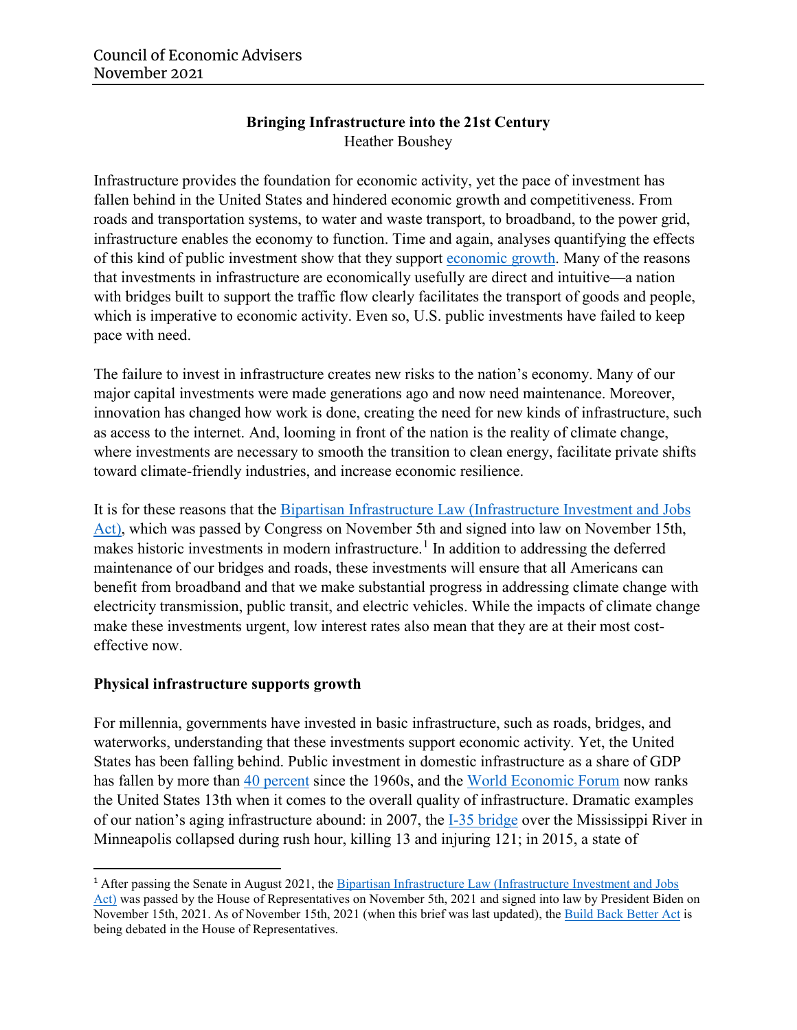Council of Economic Advisers
November 2021

**Bringing Infrastructure into the 21st Century**
Heather Boushey

Infrastructure provides the foundation for economic activity, yet the pace of investment has fallen behind in the United States and hindered economic growth and competitiveness. From roads and transportation systems, to water and waste transport, to broadband, to the power grid, infrastructure enables the economy to function. Time and again, analyses quantifying the effects of this kind of public investment show that they support economic growth. Many of the reasons that investments in infrastructure are economically usefully are direct and intuitive—a nation with bridges built to support the traffic flow clearly facilitates the transport of goods and people, which is imperative to economic activity. Even so, U.S. public investments have failed to keep pace with need.

The failure to invest in infrastructure creates new risks to the nation's economy. Many of our major capital investments were made generations ago and now need maintenance. Moreover, innovation has changed how work is done, creating the need for new kinds of infrastructure, such as access to the internet. And, looming in front of the nation is the reality of climate change, where investments are necessary to smooth the transition to clean energy, facilitate private shifts toward climate-friendly industries, and increase economic resilience.

It is for these reasons that the Bipartisan Infrastructure Law (Infrastructure Investment and Jobs Act), which was passed by Congress on November 5th and signed into law on November 15th, makes historic investments in modern infrastructure.[1] In addition to addressing the deferred maintenance of our bridges and roads, these investments will ensure that all Americans can benefit from broadband and that we make substantial progress in addressing climate change with electricity transmission, public transit, and electric vehicles. While the impacts of climate change make these investments urgent, low interest rates also mean that they are at their most cost-effective now.

## Physical infrastructure supports growth

For millennia, governments have invested in basic infrastructure, such as roads, bridges, and waterworks, understanding that these investments support economic activity. Yet, the United States has been falling behind. Public investment in domestic infrastructure as a share of GDP has fallen by more than 40 percent since the 1960s, and the World Economic Forum now ranks the United States 13th when it comes to the overall quality of infrastructure. Dramatic examples of our nation's aging infrastructure abound: in 2007, the I-35 bridge over the Mississippi River in Minneapolis collapsed during rush hour, killing 13 and injuring 121; in 2015, a state of

[1] After passing the Senate in August 2021, the Bipartisan Infrastructure Law (Infrastructure Investment and Jobs Act) was passed by the House of Representatives on November 5th, 2021 and signed into law by President Biden on November 15th, 2021. As of November 15th, 2021 (when this brief was last updated), the Build Back Better Act is being debated in the House of Representatives.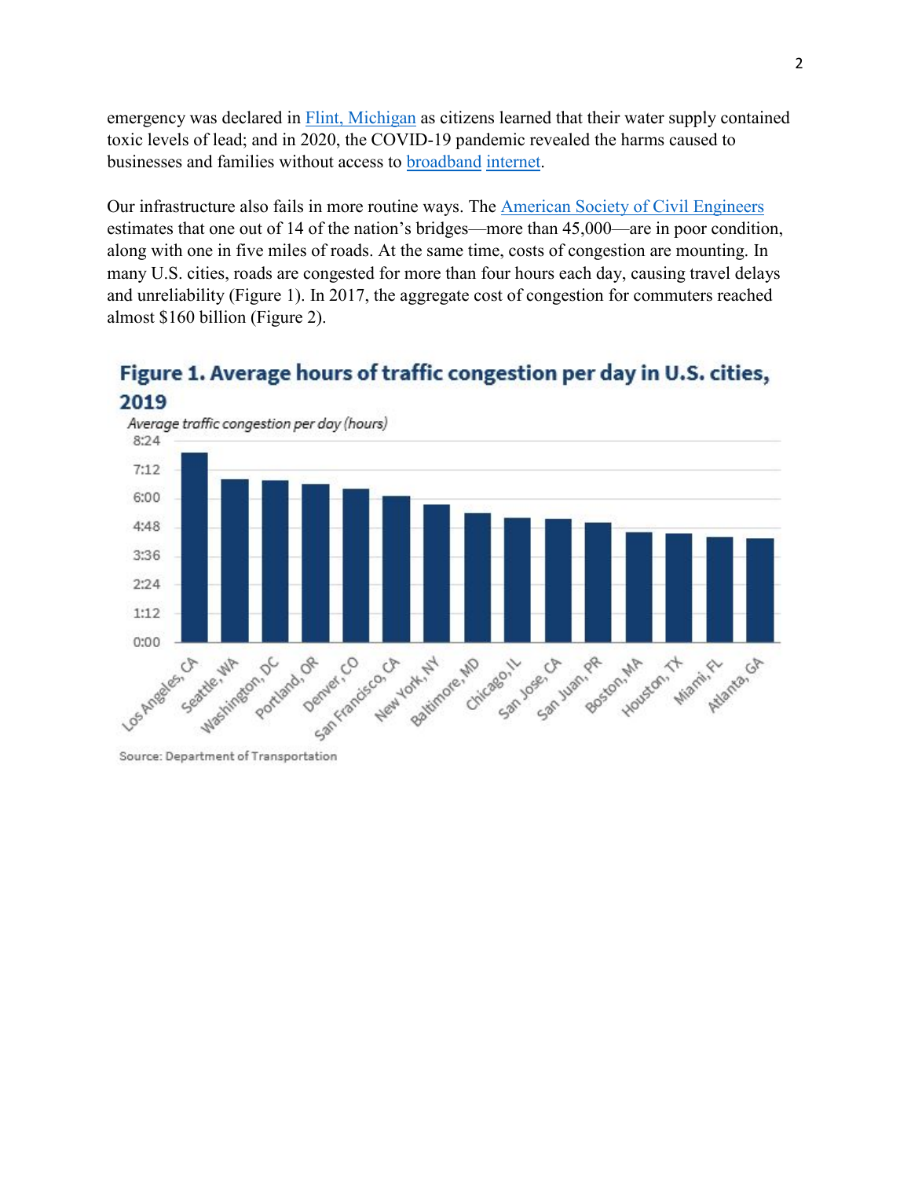emergency was declared in Flint, Michigan as citizens learned that their water supply contained toxic levels of lead; and in 2020, the COVID-19 pandemic revealed the harms caused to businesses and families without access to broadband internet.

Our infrastructure also fails in more routine ways. The American Society of Civil Engineers estimates that one out of 14 of the nation's bridges—more than 45,000—are in poor condition, along with one in five miles of roads. At the same time, costs of congestion are mounting. In many U.S. cities, roads are congested for more than four hours each day, causing travel delays and unreliability (Figure 1). In 2017, the aggregate cost of congestion for commuters reached almost $160 billion (Figure 2).

**Figure 1. Average hours of traffic congestion per day in U.S. cities, 2019**

*Average traffic congestion per day (hours)*

Cities shown: Los Angeles, CA; Seattle, WA; Washington, DC; Portland, OR; Denver, CO; San Francisco, CA; New York, NY; Baltimore, MD; Chicago, IL; San Jose, CA; San Juan, PR; Boston, MA; Houston, TX; Miami, FL; Atlanta, GA

Source: Department of Transportation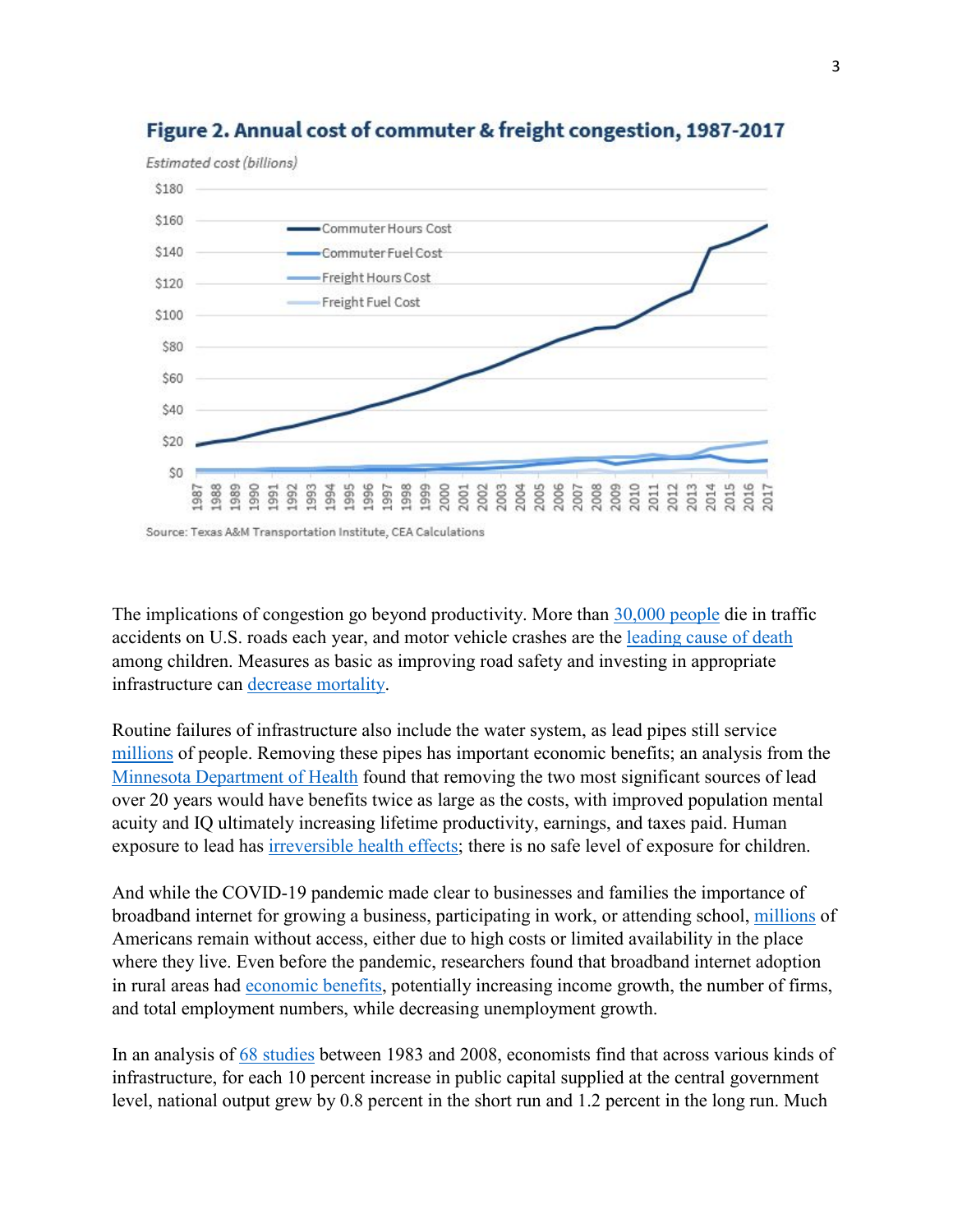**Figure 2. Annual cost of commuter & freight congestion, 1987-2017**

Source: Texas A&M Transportation Institute, CEA Calculations

The implications of congestion go beyond productivity. More than 30,000 people die in traffic accidents on U.S. roads each year, and motor vehicle crashes are the leading cause of death among children. Measures as basic as improving road safety and investing in appropriate infrastructure can decrease mortality.

Routine failures of infrastructure also include the water system, as lead pipes still service millions of people. Removing these pipes has important economic benefits; an analysis from the Minnesota Department of Health found that removing the two most significant sources of lead over 20 years would have benefits twice as large as the costs, with improved population mental acuity and IQ ultimately increasing lifetime productivity, earnings, and taxes paid. Human exposure to lead has irreversible health effects; there is no safe level of exposure for children.

And while the COVID-19 pandemic made clear to businesses and families the importance of broadband internet for growing a business, participating in work, or attending school, millions of Americans remain without access, either due to high costs or limited availability in the place where they live. Even before the pandemic, researchers found that broadband internet adoption in rural areas had economic benefits, potentially increasing income growth, the number of firms, and total employment numbers, while decreasing unemployment growth.

In an analysis of 68 studies between 1983 and 2008, economists find that across various kinds of infrastructure, for each 10 percent increase in public capital supplied at the central government level, national output grew by 0.8 percent in the short run and 1.2 percent in the long run. Much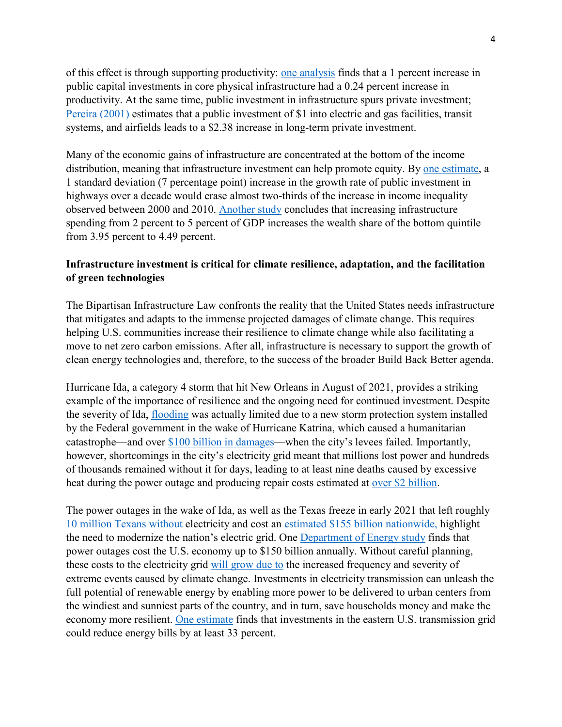of this effect is through supporting productivity: one analysis finds that a 1 percent increase in public capital investments in core physical infrastructure had a 0.24 percent increase in productivity. At the same time, public investment in infrastructure spurs private investment; Pereira (2001) estimates that a public investment of $1 into electric and gas facilities, transit systems, and airfields leads to a $2.38 increase in long-term private investment.

Many of the economic gains of infrastructure are concentrated at the bottom of the income distribution, meaning that infrastructure investment can help promote equity. By one estimate, a 1 standard deviation (7 percentage point) increase in the growth rate of public investment in highways over a decade would erase almost two-thirds of the increase in income inequality observed between 2000 and 2010. Another study concludes that increasing infrastructure spending from 2 percent to 5 percent of GDP increases the wealth share of the bottom quintile from 3.95 percent to 4.49 percent.

**Infrastructure investment is critical for climate resilience, adaptation, and the facilitation of green technologies**

The Bipartisan Infrastructure Law confronts the reality that the United States needs infrastructure that mitigates and adapts to the immense projected damages of climate change. This requires helping U.S. communities increase their resilience to climate change while also facilitating a move to net zero carbon emissions. After all, infrastructure is necessary to support the growth of clean energy technologies and, therefore, to the success of the broader Build Back Better agenda.

Hurricane Ida, a category 4 storm that hit New Orleans in August of 2021, provides a striking example of the importance of resilience and the ongoing need for continued investment. Despite the severity of Ida, flooding was actually limited due to a new storm protection system installed by the Federal government in the wake of Hurricane Katrina, which caused a humanitarian catastrophe—and over $100 billion in damages—when the city's levees failed. Importantly, however, shortcomings in the city's electricity grid meant that millions lost power and hundreds of thousands remained without it for days, leading to at least nine deaths caused by excessive heat during the power outage and producing repair costs estimated at over $2 billion.

The power outages in the wake of Ida, as well as the Texas freeze in early 2021 that left roughly 10 million Texans without electricity and cost an estimated $155 billion nationwide, highlight the need to modernize the nation's electric grid. One Department of Energy study finds that power outages cost the U.S. economy up to $150 billion annually. Without careful planning, these costs to the electricity grid will grow due to the increased frequency and severity of extreme events caused by climate change. Investments in electricity transmission can unleash the full potential of renewable energy by enabling more power to be delivered to urban centers from the windiest and sunniest parts of the country, and in turn, save households money and make the economy more resilient. One estimate finds that investments in the eastern U.S. transmission grid could reduce energy bills by at least 33 percent.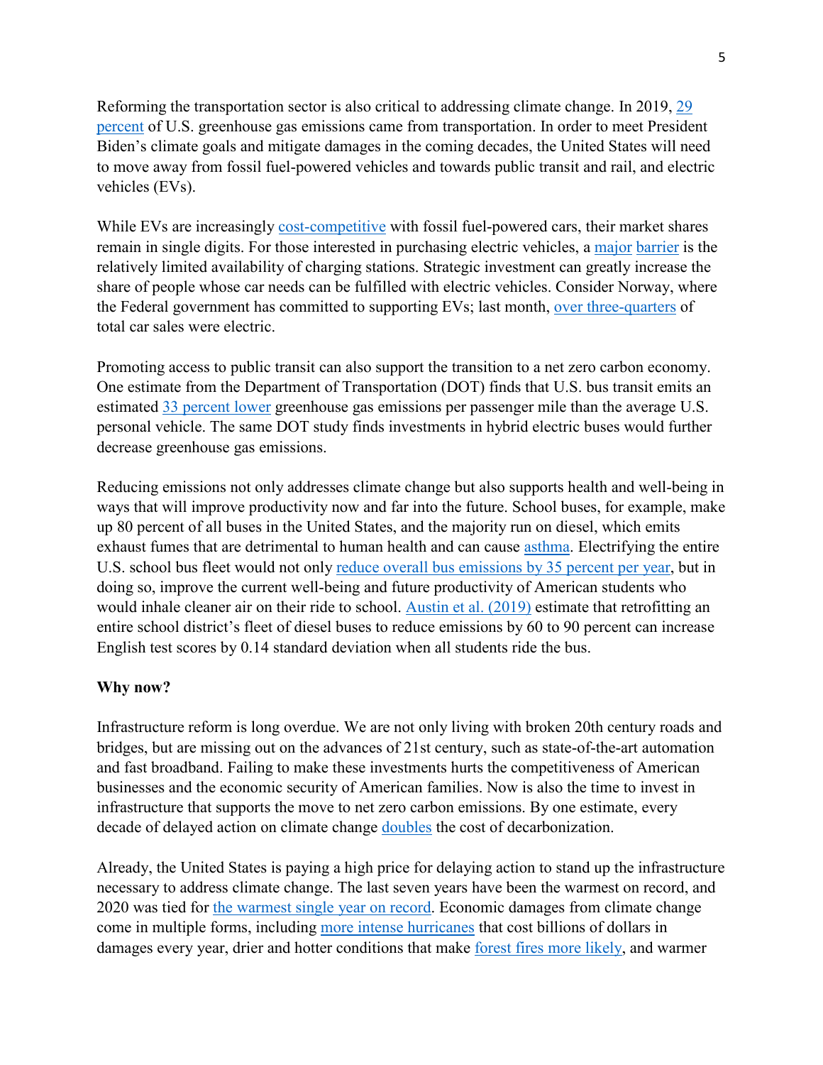Reforming the transportation sector is also critical to addressing climate change. In 2019, 29 percent of U.S. greenhouse gas emissions came from transportation. In order to meet President Biden's climate goals and mitigate damages in the coming decades, the United States will need to move away from fossil fuel-powered vehicles and towards public transit and rail, and electric vehicles (EVs).

While EVs are increasingly cost-competitive with fossil fuel-powered cars, their market shares remain in single digits. For those interested in purchasing electric vehicles, a major barrier is the relatively limited availability of charging stations. Strategic investment can greatly increase the share of people whose car needs can be fulfilled with electric vehicles. Consider Norway, where the Federal government has committed to supporting EVs; last month, over three-quarters of total car sales were electric.

Promoting access to public transit can also support the transition to a net zero carbon economy. One estimate from the Department of Transportation (DOT) finds that U.S. bus transit emits an estimated 33 percent lower greenhouse gas emissions per passenger mile than the average U.S. personal vehicle. The same DOT study finds investments in hybrid electric buses would further decrease greenhouse gas emissions.

Reducing emissions not only addresses climate change but also supports health and well-being in ways that will improve productivity now and far into the future. School buses, for example, make up 80 percent of all buses in the United States, and the majority run on diesel, which emits exhaust fumes that are detrimental to human health and can cause asthma. Electrifying the entire U.S. school bus fleet would not only reduce overall bus emissions by 35 percent per year, but in doing so, improve the current well-being and future productivity of American students who would inhale cleaner air on their ride to school. Austin et al. (2019) estimate that retrofitting an entire school district's fleet of diesel buses to reduce emissions by 60 to 90 percent can increase English test scores by 0.14 standard deviation when all students ride the bus.

**Why now?**

Infrastructure reform is long overdue. We are not only living with broken 20th century roads and bridges, but are missing out on the advances of 21st century, such as state-of-the-art automation and fast broadband. Failing to make these investments hurts the competitiveness of American businesses and the economic security of American families. Now is also the time to invest in infrastructure that supports the move to net zero carbon emissions. By one estimate, every decade of delayed action on climate change doubles the cost of decarbonization.

Already, the United States is paying a high price for delaying action to stand up the infrastructure necessary to address climate change. The last seven years have been the warmest on record, and 2020 was tied for the warmest single year on record. Economic damages from climate change come in multiple forms, including more intense hurricanes that cost billions of dollars in damages every year, drier and hotter conditions that make forest fires more likely, and warmer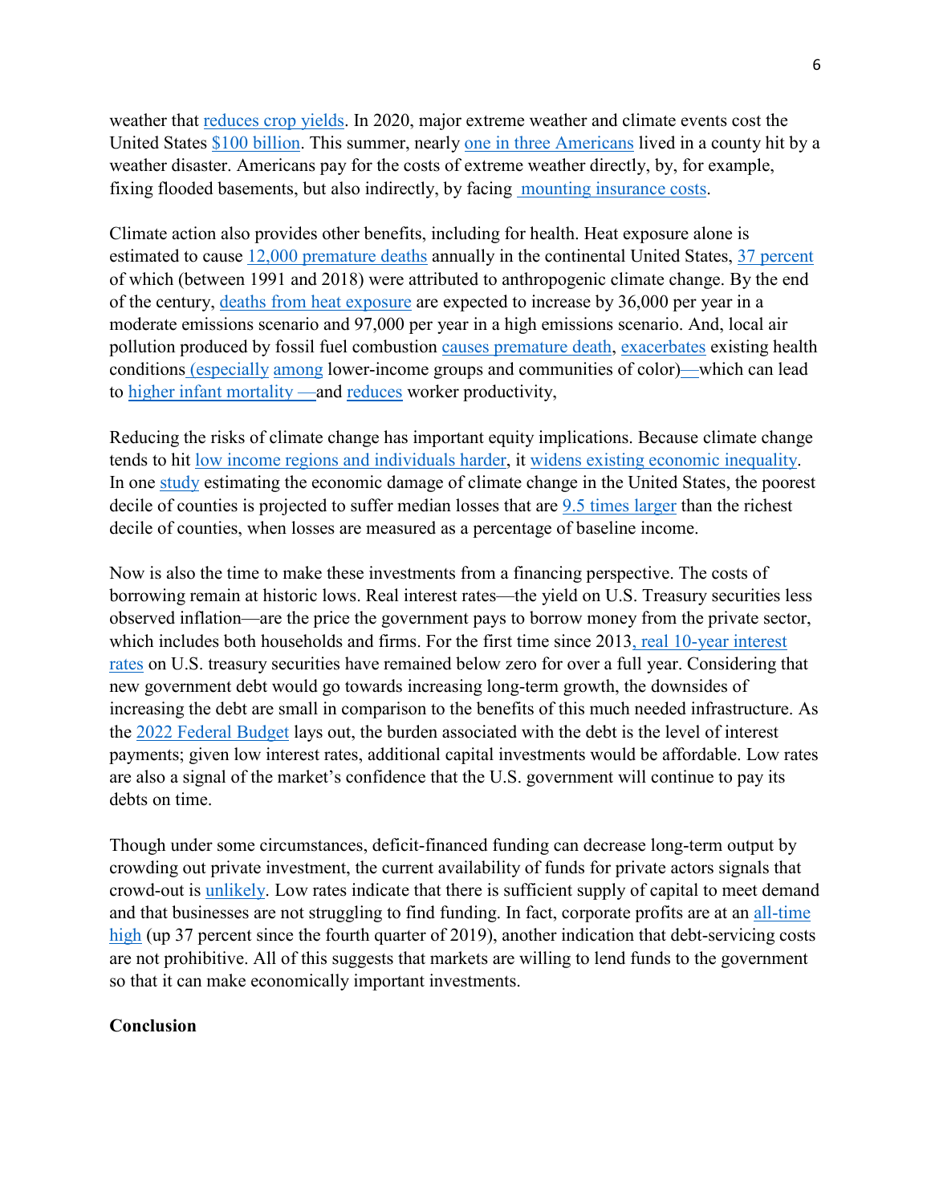weather that reduces crop yields. In 2020, major extreme weather and climate events cost the United States $100 billion. This summer, nearly one in three Americans lived in a county hit by a weather disaster. Americans pay for the costs of extreme weather directly, by, for example, fixing flooded basements, but also indirectly, by facing mounting insurance costs.

Climate action also provides other benefits, including for health. Heat exposure alone is estimated to cause 12,000 premature deaths annually in the continental United States, 37 percent of which (between 1991 and 2018) were attributed to anthropogenic climate change. By the end of the century, deaths from heat exposure are expected to increase by 36,000 per year in a moderate emissions scenario and 97,000 per year in a high emissions scenario. And, local air pollution produced by fossil fuel combustion causes premature death, exacerbates existing health conditions (especially among lower-income groups and communities of color)—which can lead to higher infant mortality —and reduces worker productivity,

Reducing the risks of climate change has important equity implications. Because climate change tends to hit low income regions and individuals harder, it widens existing economic inequality. In one study estimating the economic damage of climate change in the United States, the poorest decile of counties is projected to suffer median losses that are 9.5 times larger than the richest decile of counties, when losses are measured as a percentage of baseline income.

Now is also the time to make these investments from a financing perspective. The costs of borrowing remain at historic lows. Real interest rates—the yield on U.S. Treasury securities less observed inflation—are the price the government pays to borrow money from the private sector, which includes both households and firms. For the first time since 2013, real 10-year interest rates on U.S. treasury securities have remained below zero for over a full year. Considering that new government debt would go towards increasing long-term growth, the downsides of increasing the debt are small in comparison to the benefits of this much needed infrastructure. As the 2022 Federal Budget lays out, the burden associated with the debt is the level of interest payments; given low interest rates, additional capital investments would be affordable. Low rates are also a signal of the market's confidence that the U.S. government will continue to pay its debts on time.

Though under some circumstances, deficit-financed funding can decrease long-term output by crowding out private investment, the current availability of funds for private actors signals that crowd-out is unlikely. Low rates indicate that there is sufficient supply of capital to meet demand and that businesses are not struggling to find funding. In fact, corporate profits are at an all-time high (up 37 percent since the fourth quarter of 2019), another indication that debt-servicing costs are not prohibitive. All of this suggests that markets are willing to lend funds to the government so that it can make economically important investments.

**Conclusion**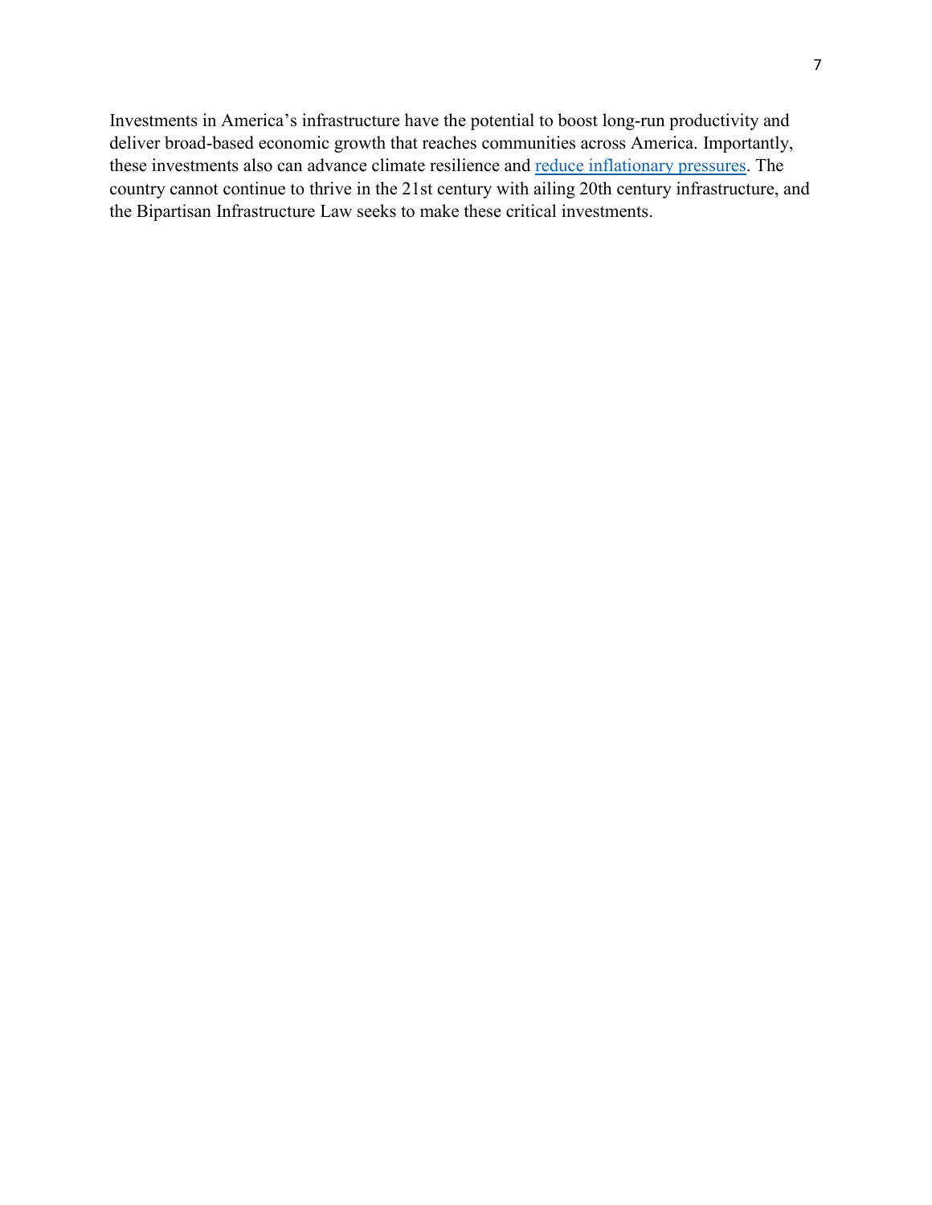Investments in America's infrastructure have the potential to boost long-run productivity and deliver broad-based economic growth that reaches communities across America. Importantly, these investments also can advance climate resilience and reduce inflationary pressures. The country cannot continue to thrive in the 21st century with ailing 20th century infrastructure, and the Bipartisan Infrastructure Law seeks to make these critical investments.